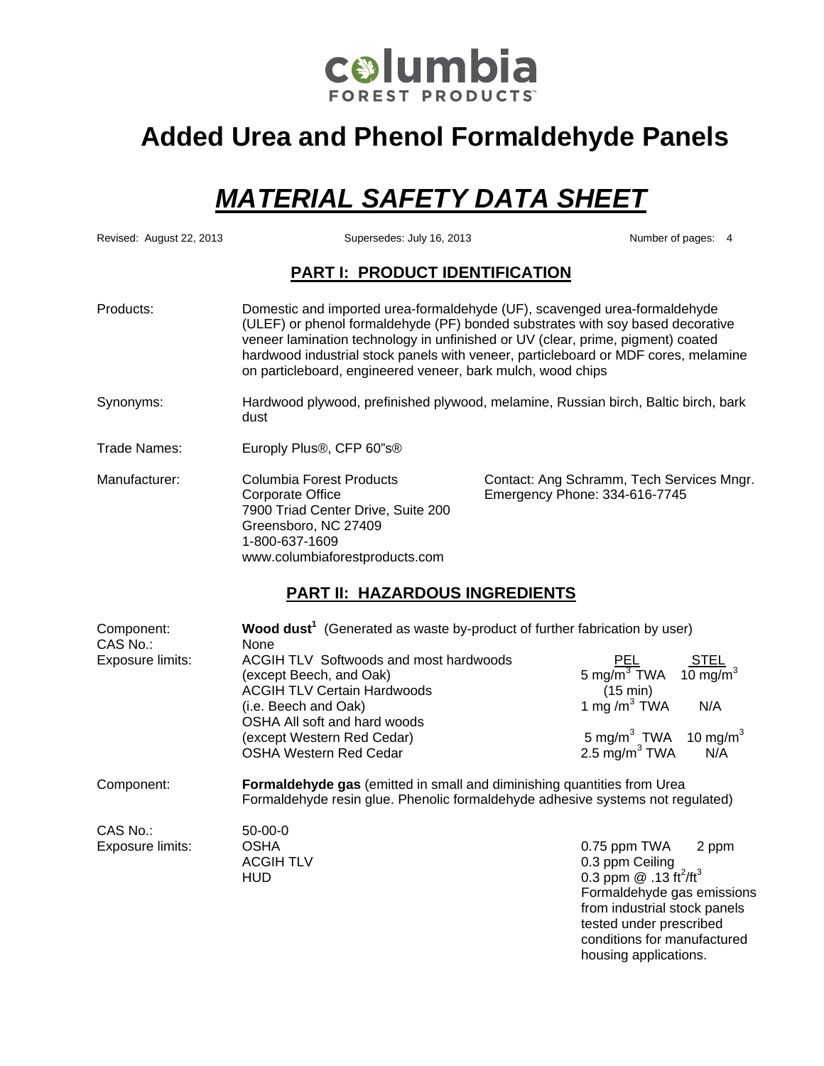columbia FOREST PRODUCTS™

# Added Urea and Phenol Formaldehyde Panels

# *MATERIAL SAFETY DATA SHEET*

Revised: August 22, 2013 | Supersedes: July 16, 2013 | Number of pages: 4

## PART I: PRODUCT IDENTIFICATION

**Products:** Domestic and imported urea-formaldehyde (UF), scavenged urea-formaldehyde (ULEF) or phenol formaldehyde (PF) bonded substrates with soy based decorative veneer lamination technology in unfinished or UV (clear, prime, pigment) coated hardwood industrial stock panels with veneer, particleboard or MDF cores, melamine on particleboard, engineered veneer, bark mulch, wood chips

**Synonyms:** Hardwood plywood, prefinished plywood, melamine, Russian birch, Baltic birch, bark dust

**Trade Names:** Europly Plus®, CFP 60"s®

**Manufacturer:**
Columbia Forest Products
Corporate Office
7900 Triad Center Drive, Suite 200
Greensboro, NC 27409
1-800-637-1609
www.columbiaforestproducts.com

Contact: Ang Schramm, Tech Services Mngr.
Emergency Phone: 334-616-7745

## PART II: HAZARDOUS INGREDIENTS

**Component:** **Wood dust**[1] (Generated as waste by-product of further fabrication by user)

**CAS No.:** None

**Exposure limits:**

| | PEL | STEL |
|---|---|---|
| ACGIH TLV Softwoods and most hardwoods (except Beech, and Oak) | 5 mg/m$^3$ TWA | 10 mg/m$^3$ (15 min) |
| ACGIH TLV Certain Hardwoods (i.e. Beech and Oak) | 1 mg /m$^3$ TWA | N/A |
| OSHA All soft and hard woods (except Western Red Cedar) | 5 mg/m$^3$ TWA | 10 mg/m$^3$ |
| OSHA Western Red Cedar | 2.5 mg/m$^3$ TWA | N/A |

**Component:** **Formaldehyde gas** (emitted in small and diminishing quantities from Urea Formaldehyde resin glue. Phenolic formaldehyde adhesive systems not regulated)

**CAS No.:** 50-00-0

**Exposure limits:**

| | | |
|---|---|---|
| OSHA | 0.75 ppm TWA | 2 ppm |
| ACGIH TLV | 0.3 ppm Ceiling | |
| HUD | 0.3 ppm @ .13 ft$^2$/ft$^3$ Formaldehyde gas emissions from industrial stock panels tested under prescribed conditions for manufactured housing applications. | |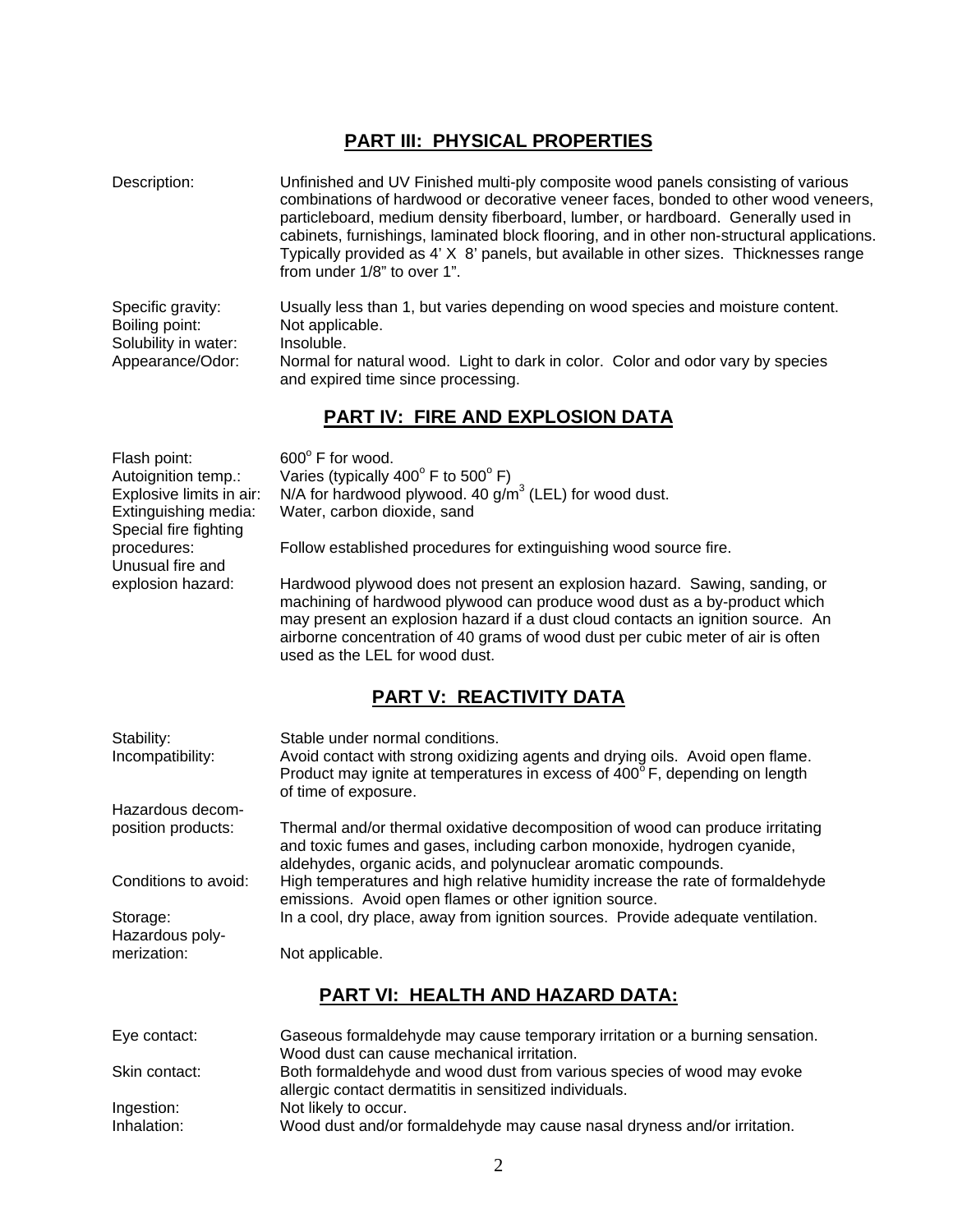## PART III: PHYSICAL PROPERTIES

| | |
|---|---|
| Description: | Unfinished and UV Finished multi-ply composite wood panels consisting of various combinations of hardwood or decorative veneer faces, bonded to other wood veneers, particleboard, medium density fiberboard, lumber, or hardboard. Generally used in cabinets, furnishings, laminated block flooring, and in other non-structural applications. Typically provided as 4' X 8' panels, but available in other sizes. Thicknesses range from under 1/8" to over 1". |
| Specific gravity: | Usually less than 1, but varies depending on wood species and moisture content. |
| Boiling point: | Not applicable. |
| Solubility in water: | Insoluble. |
| Appearance/Odor: | Normal for natural wood. Light to dark in color. Color and odor vary by species and expired time since processing. |

## PART IV: FIRE AND EXPLOSION DATA

| | |
|---|---|
| Flash point: | $600^{o}$ F for wood. |
| Autoignition temp.: | Varies (typically $400^{o}$ F to $500^{o}$ F) |
| Explosive limits in air: | N/A for hardwood plywood. 40 $g/m^3$ (LEL) for wood dust. |
| Extinguishing media: | Water, carbon dioxide, sand |
| Special fire fighting procedures: | Follow established procedures for extinguishing wood source fire. |
| Unusual fire and explosion hazard: | Hardwood plywood does not present an explosion hazard. Sawing, sanding, or machining of hardwood plywood can produce wood dust as a by-product which may present an explosion hazard if a dust cloud contacts an ignition source. An airborne concentration of 40 grams of wood dust per cubic meter of air is often used as the LEL for wood dust. |

## PART V: REACTIVITY DATA

| | |
|---|---|
| Stability: | Stable under normal conditions. |
| Incompatibility: | Avoid contact with strong oxidizing agents and drying oils. Avoid open flame. Product may ignite at temperatures in excess of $400^{o}$ F, depending on length of time of exposure. |
| Hazardous decomposition products: | Thermal and/or thermal oxidative decomposition of wood can produce irritating and toxic fumes and gases, including carbon monoxide, hydrogen cyanide, aldehydes, organic acids, and polynuclear aromatic compounds. |
| Conditions to avoid: | High temperatures and high relative humidity increase the rate of formaldehyde emissions. Avoid open flames or other ignition source. |
| Storage: | In a cool, dry place, away from ignition sources. Provide adequate ventilation. |
| Hazardous polymerization: | Not applicable. |

## PART VI: HEALTH AND HAZARD DATA:

| | |
|---|---|
| Eye contact: | Gaseous formaldehyde may cause temporary irritation or a burning sensation. Wood dust can cause mechanical irritation. |
| Skin contact: | Both formaldehyde and wood dust from various species of wood may evoke allergic contact dermatitis in sensitized individuals. |
| Ingestion: | Not likely to occur. |
| Inhalation: | Wood dust and/or formaldehyde may cause nasal dryness and/or irritation. |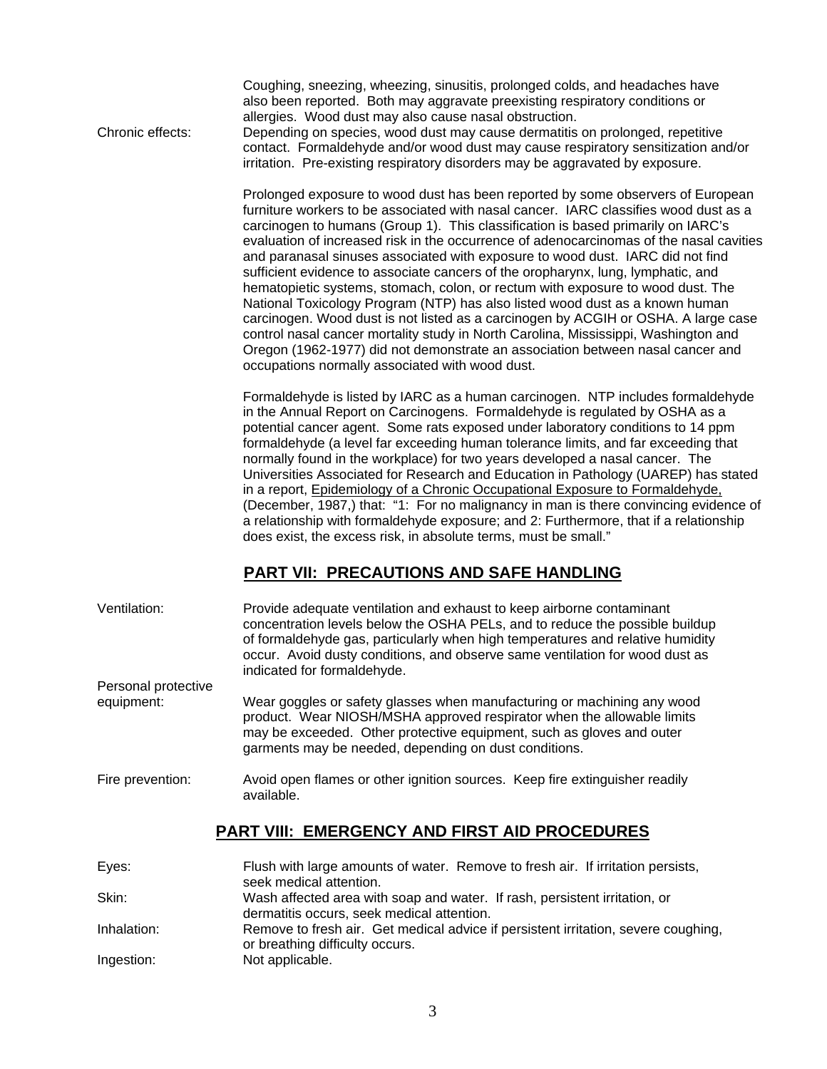Coughing, sneezing, wheezing, sinusitis, prolonged colds, and headaches have also been reported. Both may aggravate preexisting respiratory conditions or allergies. Wood dust may also cause nasal obstruction.

Chronic effects: Depending on species, wood dust may cause dermatitis on prolonged, repetitive contact. Formaldehyde and/or wood dust may cause respiratory sensitization and/or irritation. Pre-existing respiratory disorders may be aggravated by exposure.

Prolonged exposure to wood dust has been reported by some observers of European furniture workers to be associated with nasal cancer. IARC classifies wood dust as a carcinogen to humans (Group 1). This classification is based primarily on IARC's evaluation of increased risk in the occurrence of adenocarcinomas of the nasal cavities and paranasal sinuses associated with exposure to wood dust. IARC did not find sufficient evidence to associate cancers of the oropharynx, lung, lymphatic, and hematopietic systems, stomach, colon, or rectum with exposure to wood dust. The National Toxicology Program (NTP) has also listed wood dust as a known human carcinogen. Wood dust is not listed as a carcinogen by ACGIH or OSHA. A large case control nasal cancer mortality study in North Carolina, Mississippi, Washington and Oregon (1962-1977) did not demonstrate an association between nasal cancer and occupations normally associated with wood dust.

Formaldehyde is listed by IARC as a human carcinogen. NTP includes formaldehyde in the Annual Report on Carcinogens. Formaldehyde is regulated by OSHA as a potential cancer agent. Some rats exposed under laboratory conditions to 14 ppm formaldehyde (a level far exceeding human tolerance limits, and far exceeding that normally found in the workplace) for two years developed a nasal cancer. The Universities Associated for Research and Education in Pathology (UAREP) has stated in a report, Epidemiology of a Chronic Occupational Exposure to Formaldehyde, (December, 1987,) that: "1: For no malignancy in man is there convincing evidence of a relationship with formaldehyde exposure; and 2: Furthermore, that if a relationship does exist, the excess risk, in absolute terms, must be small."

## PART VII: PRECAUTIONS AND SAFE HANDLING

Ventilation: Provide adequate ventilation and exhaust to keep airborne contaminant concentration levels below the OSHA PELs, and to reduce the possible buildup of formaldehyde gas, particularly when high temperatures and relative humidity occur. Avoid dusty conditions, and observe same ventilation for wood dust as indicated for formaldehyde.

Personal protective equipment: Wear goggles or safety glasses when manufacturing or machining any wood product. Wear NIOSH/MSHA approved respirator when the allowable limits may be exceeded. Other protective equipment, such as gloves and outer garments may be needed, depending on dust conditions.

Fire prevention: Avoid open flames or other ignition sources. Keep fire extinguisher readily available.

## PART VIII: EMERGENCY AND FIRST AID PROCEDURES

Eyes: Flush with large amounts of water. Remove to fresh air. If irritation persists, seek medical attention.

Skin: Wash affected area with soap and water. If rash, persistent irritation, or dermatitis occurs, seek medical attention.

Inhalation: Remove to fresh air. Get medical advice if persistent irritation, severe coughing, or breathing difficulty occurs.

Ingestion: Not applicable.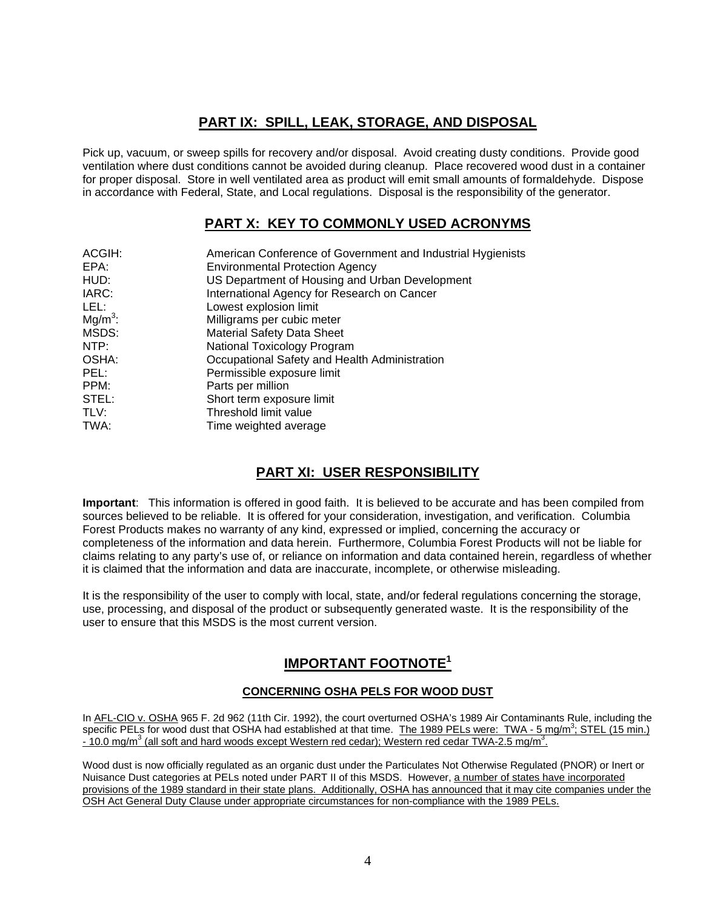## PART IX: SPILL, LEAK, STORAGE, AND DISPOSAL

Pick up, vacuum, or sweep spills for recovery and/or disposal. Avoid creating dusty conditions. Provide good ventilation where dust conditions cannot be avoided during cleanup. Place recovered wood dust in a container for proper disposal. Store in well ventilated area as product will emit small amounts of formaldehyde. Dispose in accordance with Federal, State, and Local regulations. Disposal is the responsibility of the generator.

## PART X: KEY TO COMMONLY USED ACRONYMS

| | |
|---|---|
| ACGIH: | American Conference of Government and Industrial Hygienists |
| EPA: | Environmental Protection Agency |
| HUD: | US Department of Housing and Urban Development |
| IARC: | International Agency for Research on Cancer |
| LEL: | Lowest explosion limit |
| $Mg/m^3$: | Milligrams per cubic meter |
| MSDS: | Material Safety Data Sheet |
| NTP: | National Toxicology Program |
| OSHA: | Occupational Safety and Health Administration |
| PEL: | Permissible exposure limit |
| PPM: | Parts per million |
| STEL: | Short term exposure limit |
| TLV: | Threshold limit value |
| TWA: | Time weighted average |

## PART XI: USER RESPONSIBILITY

**Important**: This information is offered in good faith. It is believed to be accurate and has been compiled from sources believed to be reliable. It is offered for your consideration, investigation, and verification. Columbia Forest Products makes no warranty of any kind, expressed or implied, concerning the accuracy or completeness of the information and data herein. Furthermore, Columbia Forest Products will not be liable for claims relating to any party's use of, or reliance on information and data contained herein, regardless of whether it is claimed that the information and data are inaccurate, incomplete, or otherwise misleading.

It is the responsibility of the user to comply with local, state, and/or federal regulations concerning the storage, use, processing, and disposal of the product or subsequently generated waste. It is the responsibility of the user to ensure that this MSDS is the most current version.

## IMPORTANT FOOTNOTE[1]

### CONCERNING OSHA PELS FOR WOOD DUST

In AFL-CIO v. OSHA 965 F. 2d 962 (11th Cir. 1992), the court overturned OSHA's 1989 Air Contaminants Rule, including the specific PELs for wood dust that OSHA had established at that time. The 1989 PELs were: TWA - 5 $mg/m^3$; STEL (15 min.) - 10.0 $mg/m^3$ (all soft and hard woods except Western red cedar); Western red cedar TWA-2.5 $mg/m^3$.

Wood dust is now officially regulated as an organic dust under the Particulates Not Otherwise Regulated (PNOR) or Inert or Nuisance Dust categories at PELs noted under PART II of this MSDS. However, a number of states have incorporated provisions of the 1989 standard in their state plans. Additionally, OSHA has announced that it may cite companies under the OSH Act General Duty Clause under appropriate circumstances for non-compliance with the 1989 PELs.